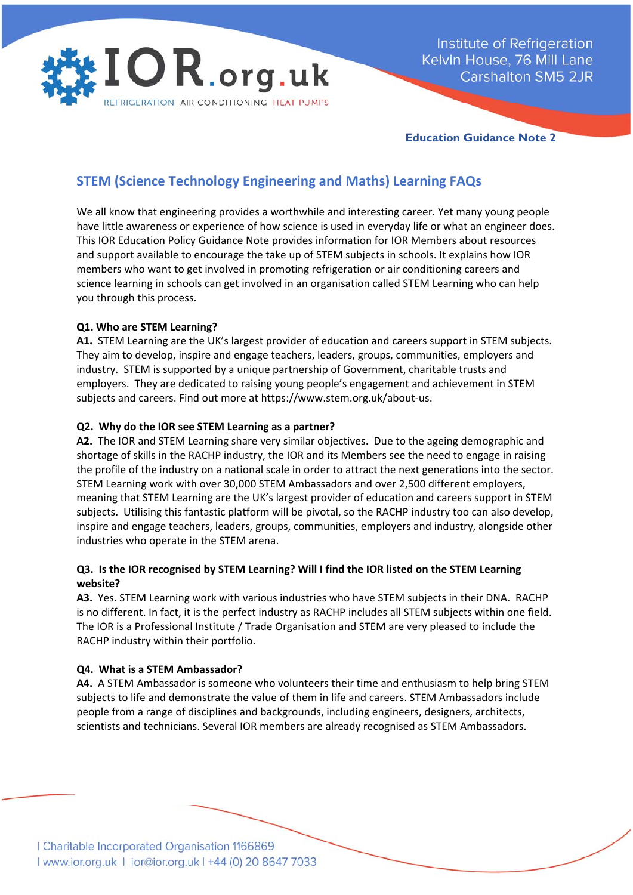Institute of Refrigeration
Kelvin House, 76 Mill Lane
Carshalton SM5 2JR

**Education Guidance Note 2**

## STEM (Science Technology Engineering and Maths) Learning FAQs

We all know that engineering provides a worthwhile and interesting career. Yet many young people have little awareness or experience of how science is used in everyday life or what an engineer does. This IOR Education Policy Guidance Note provides information for IOR Members about resources and support available to encourage the take up of STEM subjects in schools. It explains how IOR members who want to get involved in promoting refrigeration or air conditioning careers and science learning in schools can get involved in an organisation called STEM Learning who can help you through this process.

**Q1. Who are STEM Learning?**

**A1.** STEM Learning are the UK's largest provider of education and careers support in STEM subjects. They aim to develop, inspire and engage teachers, leaders, groups, communities, employers and industry. STEM is supported by a unique partnership of Government, charitable trusts and employers. They are dedicated to raising young people's engagement and achievement in STEM subjects and careers. Find out more at https://www.stem.org.uk/about-us.

**Q2. Why do the IOR see STEM Learning as a partner?**

**A2.** The IOR and STEM Learning share very similar objectives. Due to the ageing demographic and shortage of skills in the RACHP industry, the IOR and its Members see the need to engage in raising the profile of the industry on a national scale in order to attract the next generations into the sector. STEM Learning work with over 30,000 STEM Ambassadors and over 2,500 different employers, meaning that STEM Learning are the UK's largest provider of education and careers support in STEM subjects. Utilising this fantastic platform will be pivotal, so the RACHP industry too can also develop, inspire and engage teachers, leaders, groups, communities, employers and industry, alongside other industries who operate in the STEM arena.

**Q3. Is the IOR recognised by STEM Learning? Will I find the IOR listed on the STEM Learning website?**

**A3.** Yes. STEM Learning work with various industries who have STEM subjects in their DNA. RACHP is no different. In fact, it is the perfect industry as RACHP includes all STEM subjects within one field. The IOR is a Professional Institute / Trade Organisation and STEM are very pleased to include the RACHP industry within their portfolio.

**Q4. What is a STEM Ambassador?**

**A4.** A STEM Ambassador is someone who volunteers their time and enthusiasm to help bring STEM subjects to life and demonstrate the value of them in life and careers. STEM Ambassadors include people from a range of disciplines and backgrounds, including engineers, designers, architects, scientists and technicians. Several IOR members are already recognised as STEM Ambassadors.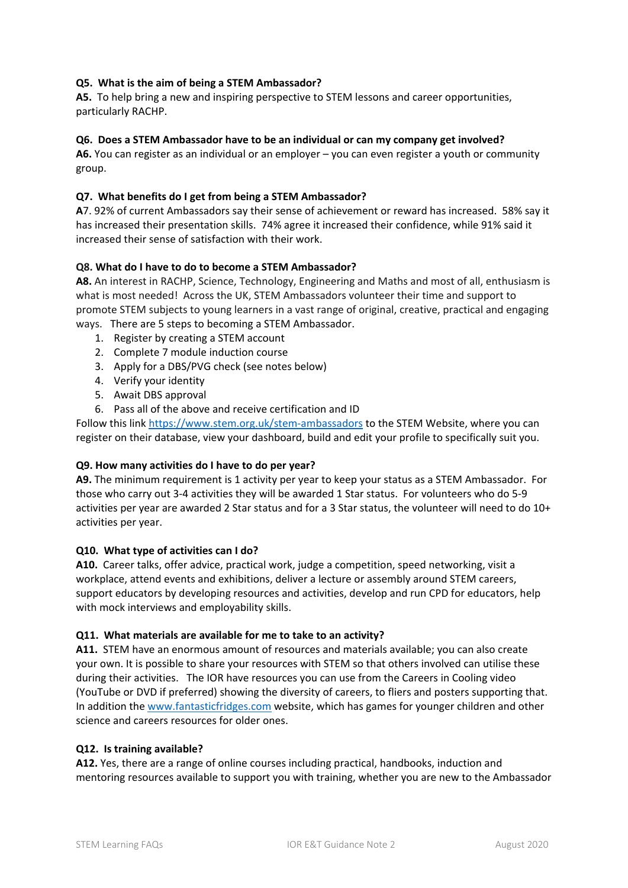**Q5. What is the aim of being a STEM Ambassador?**
**A5.** To help bring a new and inspiring perspective to STEM lessons and career opportunities, particularly RACHP.

**Q6. Does a STEM Ambassador have to be an individual or can my company get involved?**
**A6.** You can register as an individual or an employer – you can even register a youth or community group.

**Q7. What benefits do I get from being a STEM Ambassador?**
**A**7. 92% of current Ambassadors say their sense of achievement or reward has increased. 58% say it has increased their presentation skills. 74% agree it increased their confidence, while 91% said it increased their sense of satisfaction with their work.

**Q8. What do I have to do to become a STEM Ambassador?**
**A8.** An interest in RACHP, Science, Technology, Engineering and Maths and most of all, enthusiasm is what is most needed! Across the UK, STEM Ambassadors volunteer their time and support to promote STEM subjects to young learners in a vast range of original, creative, practical and engaging ways. There are 5 steps to becoming a STEM Ambassador.

1. Register by creating a STEM account
2. Complete 7 module induction course
3. Apply for a DBS/PVG check (see notes below)
4. Verify your identity
5. Await DBS approval
6. Pass all of the above and receive certification and ID

Follow this link [https://www.stem.org.uk/stem-ambassadors](https://www.stem.org.uk/stem-ambassadors) to the STEM Website, where you can register on their database, view your dashboard, build and edit your profile to specifically suit you.

**Q9. How many activities do I have to do per year?**
**A9.** The minimum requirement is 1 activity per year to keep your status as a STEM Ambassador. For those who carry out 3-4 activities they will be awarded 1 Star status. For volunteers who do 5-9 activities per year are awarded 2 Star status and for a 3 Star status, the volunteer will need to do 10+ activities per year.

**Q10. What type of activities can I do?**
**A10.** Career talks, offer advice, practical work, judge a competition, speed networking, visit a workplace, attend events and exhibitions, deliver a lecture or assembly around STEM careers, support educators by developing resources and activities, develop and run CPD for educators, help with mock interviews and employability skills.

**Q11. What materials are available for me to take to an activity?**
**A11.** STEM have an enormous amount of resources and materials available; you can also create your own. It is possible to share your resources with STEM so that others involved can utilise these during their activities. The IOR have resources you can use from the Careers in Cooling video (YouTube or DVD if preferred) showing the diversity of careers, to fliers and posters supporting that. In addition the [www.fantasticfridges.com](www.fantasticfridges.com) website, which has games for younger children and other science and careers resources for older ones.

**Q12. Is training available?**
**A12.** Yes, there are a range of online courses including practical, handbooks, induction and mentoring resources available to support you with training, whether you are new to the Ambassador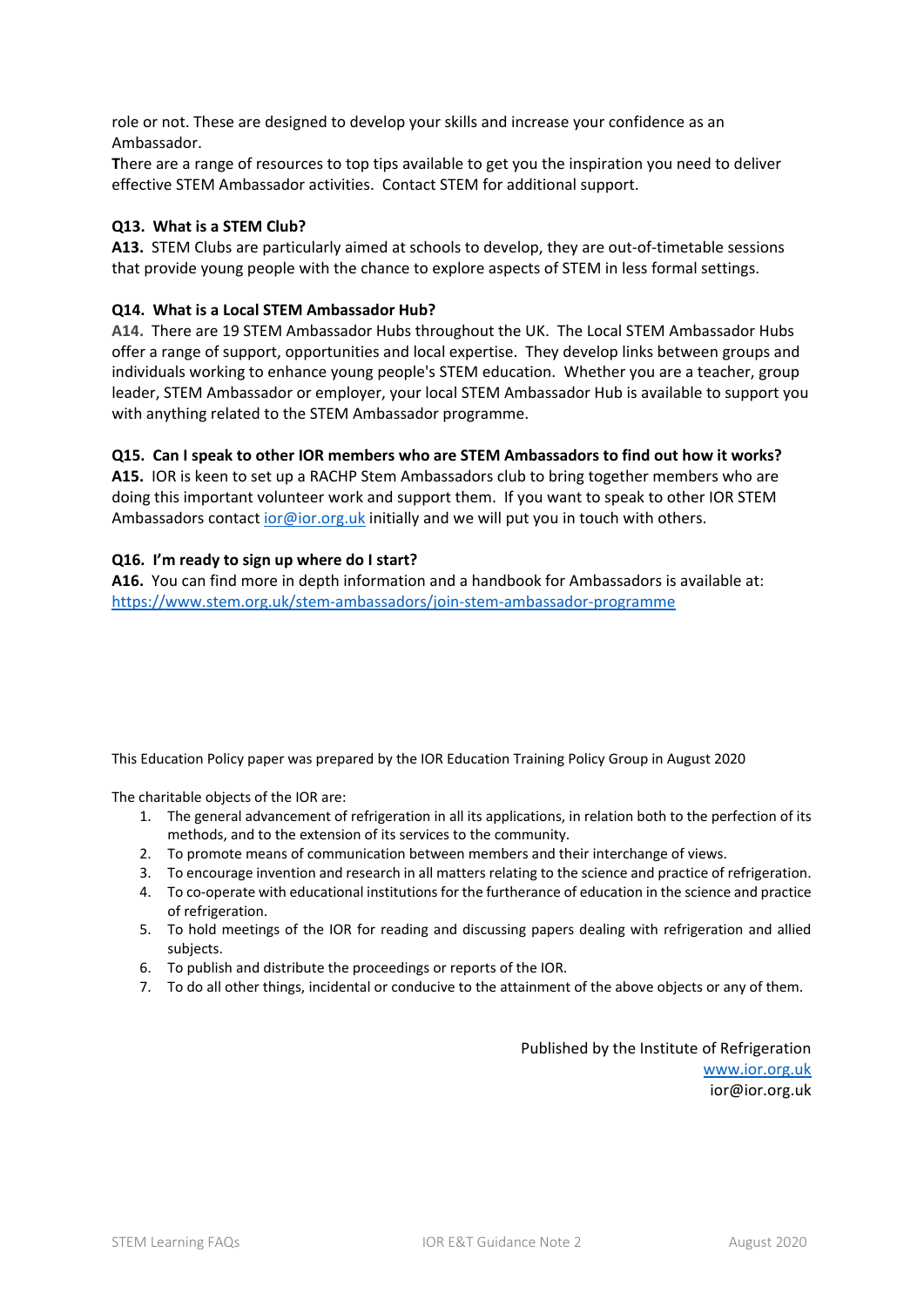role or not. These are designed to develop your skills and increase your confidence as an Ambassador.

**T**here are a range of resources to top tips available to get you the inspiration you need to deliver effective STEM Ambassador activities. Contact STEM for additional support.

**Q13. What is a STEM Club?**

**A13.** STEM Clubs are particularly aimed at schools to develop, they are out-of-timetable sessions that provide young people with the chance to explore aspects of STEM in less formal settings.

**Q14. What is a Local STEM Ambassador Hub?**

**A14.** There are 19 STEM Ambassador Hubs throughout the UK. The Local STEM Ambassador Hubs offer a range of support, opportunities and local expertise. They develop links between groups and individuals working to enhance young people's STEM education. Whether you are a teacher, group leader, STEM Ambassador or employer, your local STEM Ambassador Hub is available to support you with anything related to the STEM Ambassador programme.

**Q15. Can I speak to other IOR members who are STEM Ambassadors to find out how it works?**

**A15.** IOR is keen to set up a RACHP Stem Ambassadors club to bring together members who are doing this important volunteer work and support them. If you want to speak to other IOR STEM Ambassadors contact [ior@ior.org.uk](mailto:ior@ior.org.uk) initially and we will put you in touch with others.

**Q16. I'm ready to sign up where do I start?**

**A16.** You can find more in depth information and a handbook for Ambassadors is available at: [https://www.stem.org.uk/stem-ambassadors/join-stem-ambassador-programme](https://www.stem.org.uk/stem-ambassadors/join-stem-ambassador-programme)

This Education Policy paper was prepared by the IOR Education Training Policy Group in August 2020

The charitable objects of the IOR are:

1. The general advancement of refrigeration in all its applications, in relation both to the perfection of its methods, and to the extension of its services to the community.
2. To promote means of communication between members and their interchange of views.
3. To encourage invention and research in all matters relating to the science and practice of refrigeration.
4. To co-operate with educational institutions for the furtherance of education in the science and practice of refrigeration.
5. To hold meetings of the IOR for reading and discussing papers dealing with refrigeration and allied subjects.
6. To publish and distribute the proceedings or reports of the IOR.
7. To do all other things, incidental or conducive to the attainment of the above objects or any of them.

Published by the Institute of Refrigeration
[www.ior.org.uk](http://www.ior.org.uk)
ior@ior.org.uk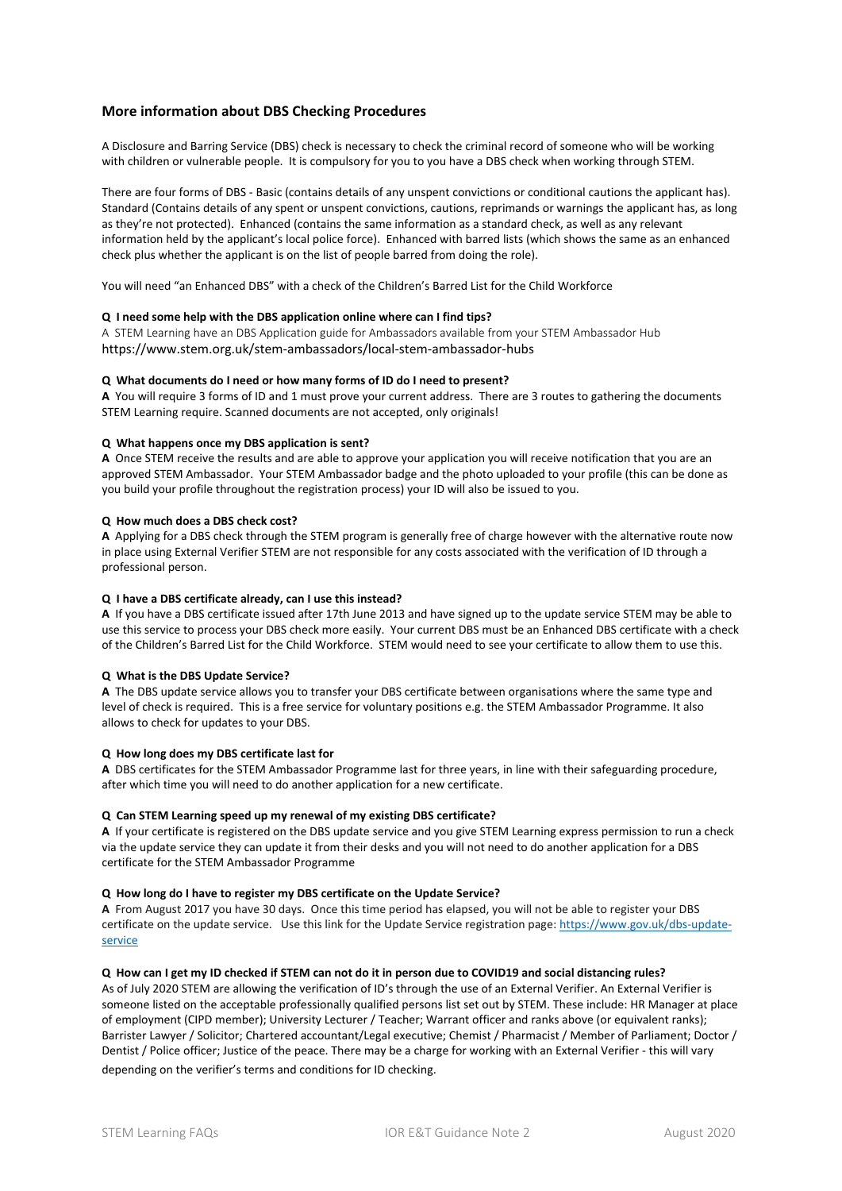## More information about DBS Checking Procedures

A Disclosure and Barring Service (DBS) check is necessary to check the criminal record of someone who will be working with children or vulnerable people. It is compulsory for you to you have a DBS check when working through STEM.

There are four forms of DBS - Basic (contains details of any unspent convictions or conditional cautions the applicant has). Standard (Contains details of any spent or unspent convictions, cautions, reprimands or warnings the applicant has, as long as they're not protected). Enhanced (contains the same information as a standard check, as well as any relevant information held by the applicant's local police force). Enhanced with barred lists (which shows the same as an enhanced check plus whether the applicant is on the list of people barred from doing the role).

You will need "an Enhanced DBS" with a check of the Children's Barred List for the Child Workforce

**Q I need some help with the DBS application online where can I find tips?**

A STEM Learning have an DBS Application guide for Ambassadors available from your STEM Ambassador Hub https://www.stem.org.uk/stem-ambassadors/local-stem-ambassador-hubs

**Q What documents do I need or how many forms of ID do I need to present?**

**A** You will require 3 forms of ID and 1 must prove your current address. There are 3 routes to gathering the documents STEM Learning require. Scanned documents are not accepted, only originals!

**Q What happens once my DBS application is sent?**

**A** Once STEM receive the results and are able to approve your application you will receive notification that you are an approved STEM Ambassador. Your STEM Ambassador badge and the photo uploaded to your profile (this can be done as you build your profile throughout the registration process) your ID will also be issued to you.

**Q How much does a DBS check cost?**

**A** Applying for a DBS check through the STEM program is generally free of charge however with the alternative route now in place using External Verifier STEM are not responsible for any costs associated with the verification of ID through a professional person.

**Q I have a DBS certificate already, can I use this instead?**

**A** If you have a DBS certificate issued after 17th June 2013 and have signed up to the update service STEM may be able to use this service to process your DBS check more easily. Your current DBS must be an Enhanced DBS certificate with a check of the Children's Barred List for the Child Workforce. STEM would need to see your certificate to allow them to use this.

**Q What is the DBS Update Service?**

**A** The DBS update service allows you to transfer your DBS certificate between organisations where the same type and level of check is required. This is a free service for voluntary positions e.g. the STEM Ambassador Programme. It also allows to check for updates to your DBS.

**Q How long does my DBS certificate last for**

**A** DBS certificates for the STEM Ambassador Programme last for three years, in line with their safeguarding procedure, after which time you will need to do another application for a new certificate.

**Q Can STEM Learning speed up my renewal of my existing DBS certificate?**

**A** If your certificate is registered on the DBS update service and you give STEM Learning express permission to run a check via the update service they can update it from their desks and you will not need to do another application for a DBS certificate for the STEM Ambassador Programme

**Q How long do I have to register my DBS certificate on the Update Service?**

**A** From August 2017 you have 30 days. Once this time period has elapsed, you will not be able to register your DBS certificate on the update service. Use this link for the Update Service registration page: [https://www.gov.uk/dbs-update-service](https://www.gov.uk/dbs-update-service)

**Q How can I get my ID checked if STEM can not do it in person due to COVID19 and social distancing rules?**

As of July 2020 STEM are allowing the verification of ID's through the use of an External Verifier. An External Verifier is someone listed on the acceptable professionally qualified persons list set out by STEM. These include: HR Manager at place of employment (CIPD member); University Lecturer / Teacher; Warrant officer and ranks above (or equivalent ranks); Barrister Lawyer / Solicitor; Chartered accountant/Legal executive; Chemist / Pharmacist / Member of Parliament; Doctor / Dentist / Police officer; Justice of the peace. There may be a charge for working with an External Verifier - this will vary depending on the verifier's terms and conditions for ID checking.